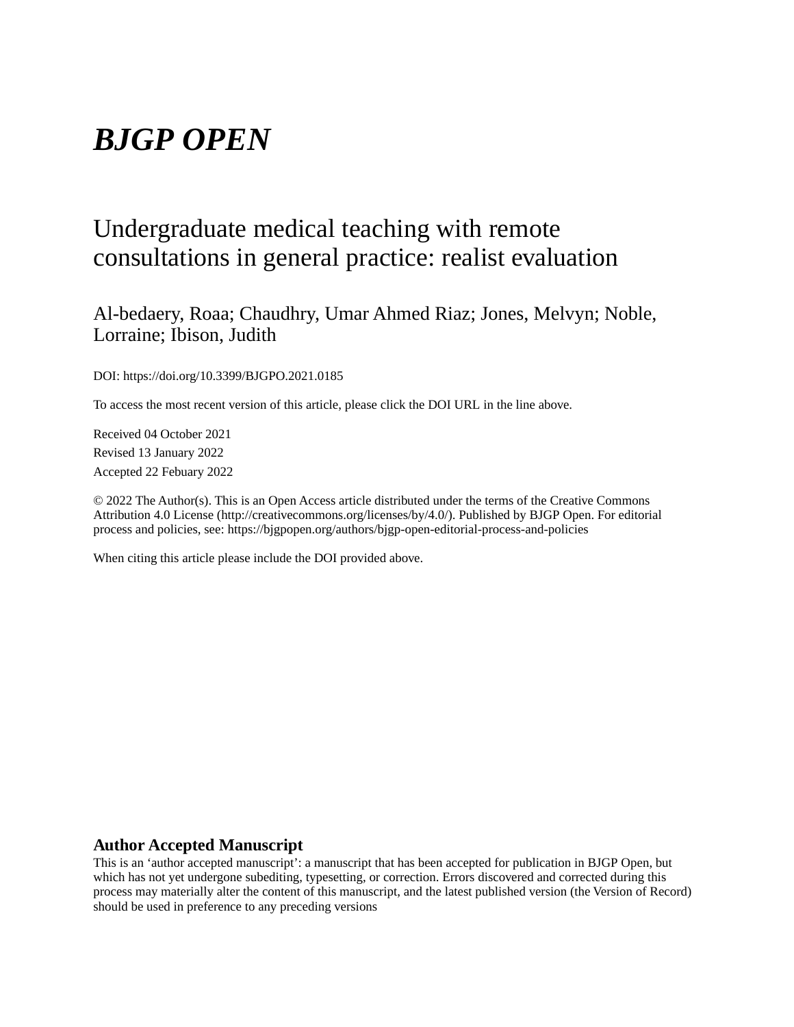# *BJGP OPEN*

## Undergraduate medical teaching with remote consultations in general practice: realist evaluation

Al-bedaery, Roaa; Chaudhry, Umar Ahmed Riaz; Jones, Melvyn; Noble, Lorraine; Ibison, Judith

DOI: https://doi.org/10.3399/BJGPO.2021.0185

To access the most recent version of this article, please click the DOI URL in the line above.

Received 04 October 2021

Revised 13 January 2022

Accepted 22 Febuary 2022

© 2022 The Author(s). This is an Open Access article distributed under the terms of the Creative Commons Attribution 4.0 License (http://creativecommons.org/licenses/by/4.0/). Published by BJGP Open. For editorial process and policies, see: https://bjgpopen.org/authors/bjgp-open-editorial-process-and-policies

When citing this article please include the DOI provided above.

**Author Accepted Manuscript**

This is an 'author accepted manuscript': a manuscript that has been accepted for publication in BJGP Open, but which has not yet undergone subediting, typesetting, or correction. Errors discovered and corrected during this process may materially alter the content of this manuscript, and the latest published version (the Version of Record) should be used in preference to any preceding versions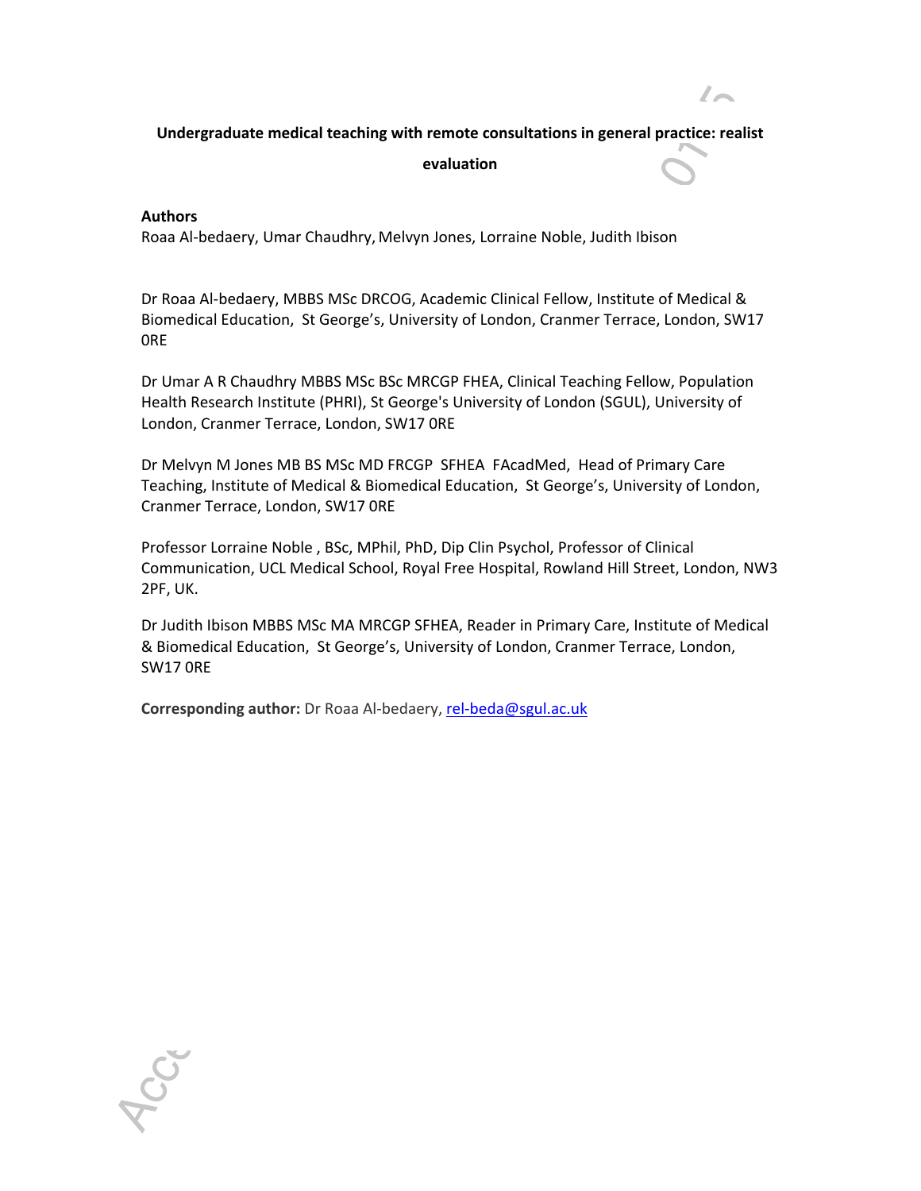**Undergraduate medical teaching with remote consultations in general practice: realist evaluation**

**Authors**

Roaa Al-bedaery, Umar Chaudhry, Melvyn Jones, Lorraine Noble, Judith Ibison

Dr Roaa Al-bedaery, MBBS MSc DRCOG, Academic Clinical Fellow, Institute of Medical & Biomedical Education, St George's, University of London, Cranmer Terrace, London, SW17 0RE

Dr Umar A R Chaudhry MBBS MSc BSc MRCGP FHEA, Clinical Teaching Fellow, Population Health Research Institute (PHRI), St George's University of London (SGUL), University of London, Cranmer Terrace, London, SW17 0RE

Dr Melvyn M Jones MB BS MSc MD FRCGP SFHEA FAcadMed, Head of Primary Care Teaching, Institute of Medical & Biomedical Education, St George's, University of London, Cranmer Terrace, London, SW17 0RE

Professor Lorraine Noble , BSc, MPhil, PhD, Dip Clin Psychol, Professor of Clinical Communication, UCL Medical School, Royal Free Hospital, Rowland Hill Street, London, NW3 2PF, UK.

Dr Judith Ibison MBBS MSc MA MRCGP SFHEA, Reader in Primary Care, Institute of Medical & Biomedical Education, St George's, University of London, Cranmer Terrace, London, SW17 0RE

**Corresponding author:** Dr Roaa Al-bedaery, rel-beda@sgul.ac.uk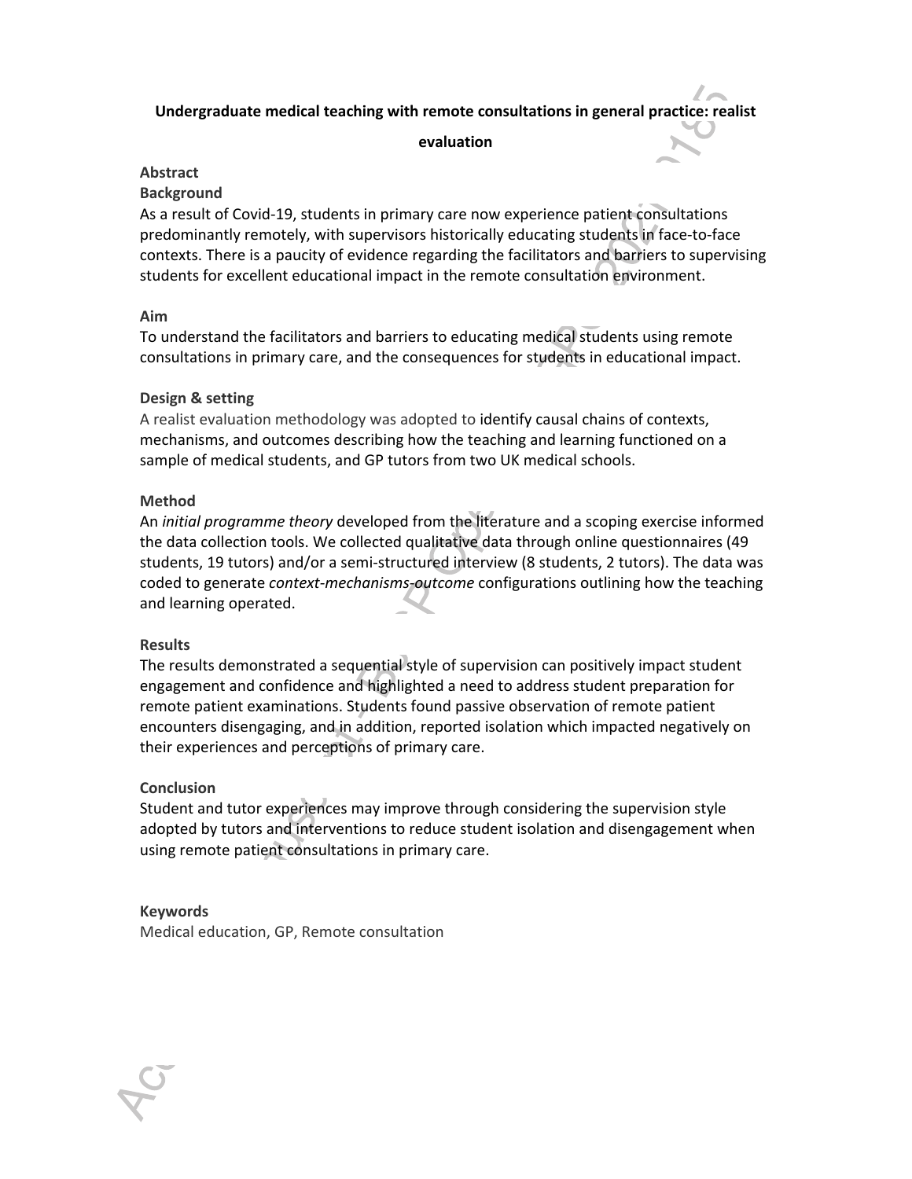# Undergraduate medical teaching with remote consultations in general practice: realist evaluation

## Abstract

### Background

As a result of Covid-19, students in primary care now experience patient consultations predominantly remotely, with supervisors historically educating students in face-to-face contexts. There is a paucity of evidence regarding the facilitators and barriers to supervising students for excellent educational impact in the remote consultation environment.

### Aim

To understand the facilitators and barriers to educating medical students using remote consultations in primary care, and the consequences for students in educational impact.

### Design & setting

A realist evaluation methodology was adopted to identify causal chains of contexts, mechanisms, and outcomes describing how the teaching and learning functioned on a sample of medical students, and GP tutors from two UK medical schools.

### Method

An *initial programme theory* developed from the literature and a scoping exercise informed the data collection tools. We collected qualitative data through online questionnaires (49 students, 19 tutors) and/or a semi-structured interview (8 students, 2 tutors). The data was coded to generate *context-mechanisms-outcome* configurations outlining how the teaching and learning operated.

### Results

The results demonstrated a sequential style of supervision can positively impact student engagement and confidence and highlighted a need to address student preparation for remote patient examinations. Students found passive observation of remote patient encounters disengaging, and in addition, reported isolation which impacted negatively on their experiences and perceptions of primary care.

### Conclusion

Student and tutor experiences may improve through considering the supervision style adopted by tutors and interventions to reduce student isolation and disengagement when using remote patient consultations in primary care.

### Keywords

Medical education, GP, Remote consultation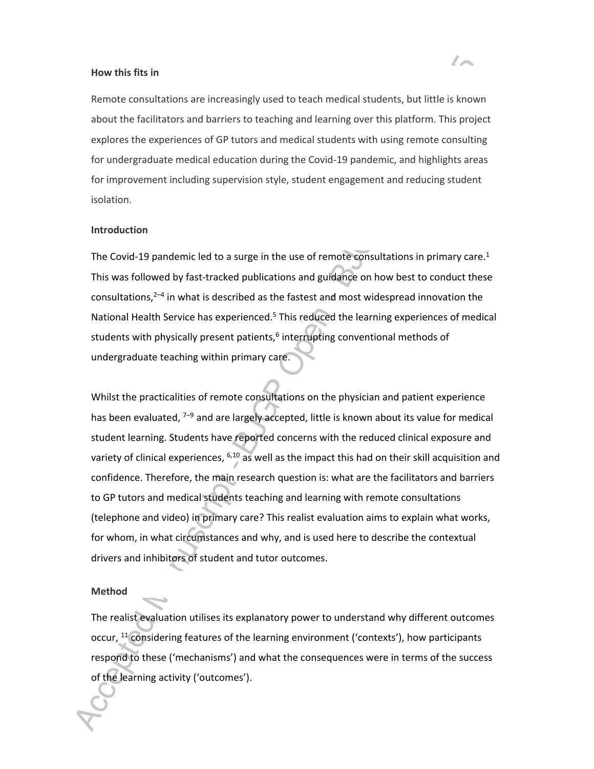**How this fits in**

Remote consultations are increasingly used to teach medical students, but little is known about the facilitators and barriers to teaching and learning over this platform. This project explores the experiences of GP tutors and medical students with using remote consulting for undergraduate medical education during the Covid-19 pandemic, and highlights areas for improvement including supervision style, student engagement and reducing student isolation.

**Introduction**

The Covid-19 pandemic led to a surge in the use of remote consultations in primary care.[1] This was followed by fast-tracked publications and guidance on how best to conduct these consultations,[2–4] in what is described as the fastest and most widespread innovation the National Health Service has experienced.[5] This reduced the learning experiences of medical students with physically present patients,[6] interrupting conventional methods of undergraduate teaching within primary care.

Whilst the practicalities of remote consultations on the physician and patient experience has been evaluated, [7–9] and are largely accepted, little is known about its value for medical student learning. Students have reported concerns with the reduced clinical exposure and variety of clinical experiences, [6,10] as well as the impact this had on their skill acquisition and confidence. Therefore, the main research question is: what are the facilitators and barriers to GP tutors and medical students teaching and learning with remote consultations (telephone and video) in primary care? This realist evaluation aims to explain what works, for whom, in what circumstances and why, and is used here to describe the contextual drivers and inhibitors of student and tutor outcomes.

**Method**

The realist evaluation utilises its explanatory power to understand why different outcomes occur, [11] considering features of the learning environment ('contexts'), how participants respond to these ('mechanisms') and what the consequences were in terms of the success of the learning activity ('outcomes').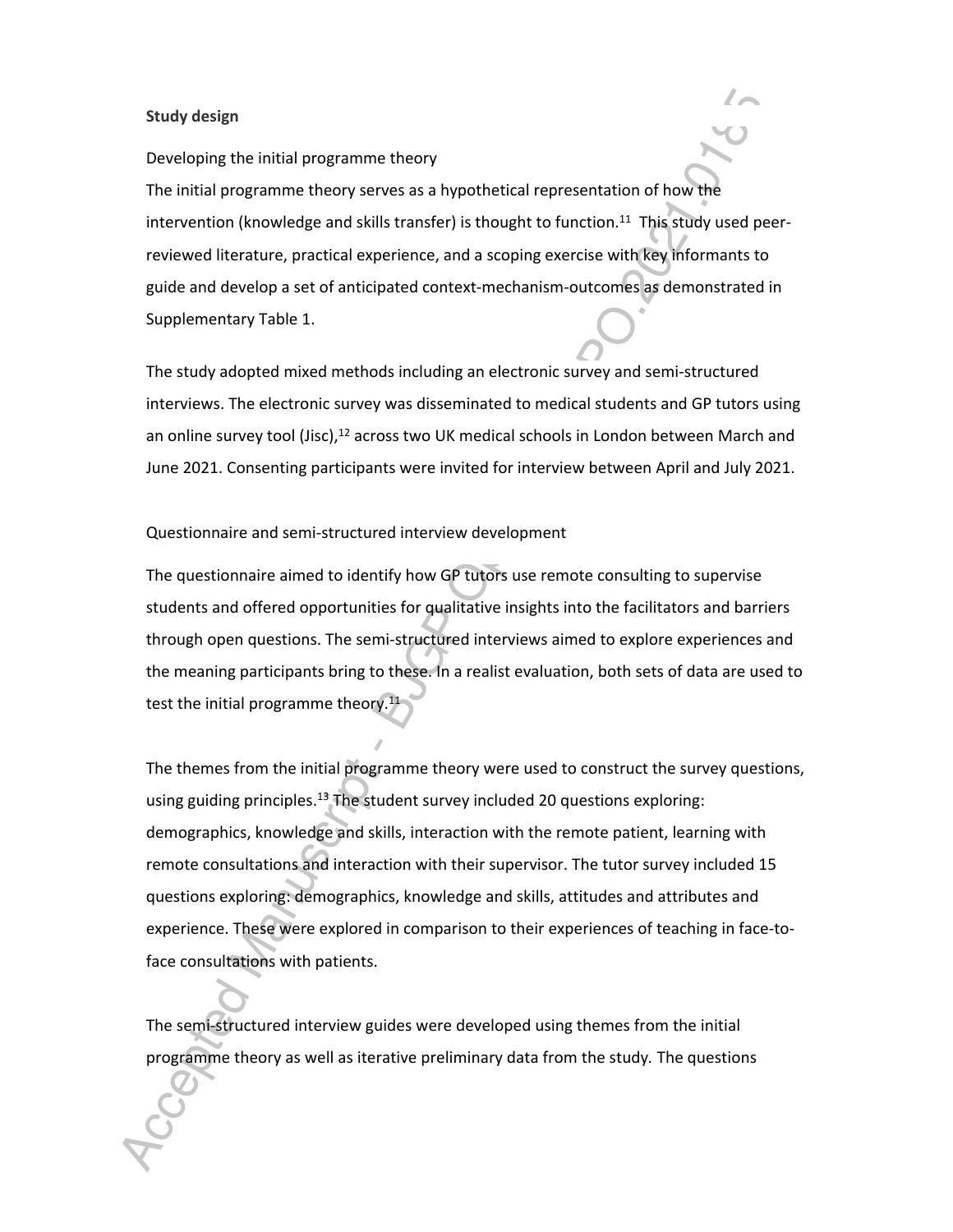**Study design**

Developing the initial programme theory

The initial programme theory serves as a hypothetical representation of how the intervention (knowledge and skills transfer) is thought to function.[11] This study used peer-reviewed literature, practical experience, and a scoping exercise with key informants to guide and develop a set of anticipated context-mechanism-outcomes as demonstrated in Supplementary Table 1.

The study adopted mixed methods including an electronic survey and semi-structured interviews. The electronic survey was disseminated to medical students and GP tutors using an online survey tool (Jisc),[12] across two UK medical schools in London between March and June 2021. Consenting participants were invited for interview between April and July 2021.

Questionnaire and semi-structured interview development

The questionnaire aimed to identify how GP tutors use remote consulting to supervise students and offered opportunities for qualitative insights into the facilitators and barriers through open questions. The semi-structured interviews aimed to explore experiences and the meaning participants bring to these. In a realist evaluation, both sets of data are used to test the initial programme theory.[11]

The themes from the initial programme theory were used to construct the survey questions, using guiding principles.[13] The student survey included 20 questions exploring: demographics, knowledge and skills, interaction with the remote patient, learning with remote consultations and interaction with their supervisor. The tutor survey included 15 questions exploring: demographics, knowledge and skills, attitudes and attributes and experience. These were explored in comparison to their experiences of teaching in face-to-face consultations with patients.

The semi-structured interview guides were developed using themes from the initial programme theory as well as iterative preliminary data from the study. The questions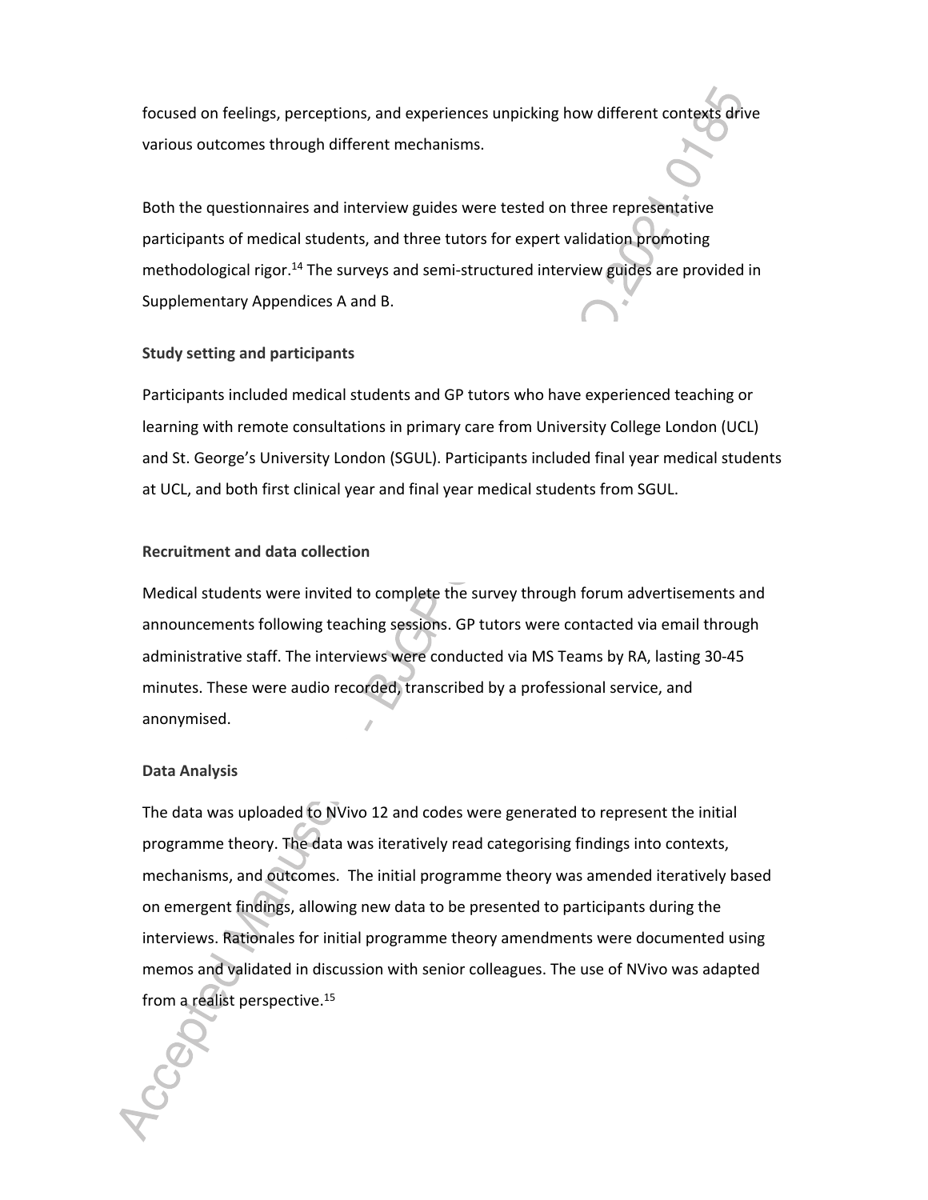focused on feelings, perceptions, and experiences unpicking how different contexts drive various outcomes through different mechanisms.

Both the questionnaires and interview guides were tested on three representative participants of medical students, and three tutors for expert validation promoting methodological rigor.[14] The surveys and semi-structured interview guides are provided in Supplementary Appendices A and B.

### Study setting and participants

Participants included medical students and GP tutors who have experienced teaching or learning with remote consultations in primary care from University College London (UCL) and St. George's University London (SGUL). Participants included final year medical students at UCL, and both first clinical year and final year medical students from SGUL.

### Recruitment and data collection

Medical students were invited to complete the survey through forum advertisements and announcements following teaching sessions. GP tutors were contacted via email through administrative staff. The interviews were conducted via MS Teams by RA, lasting 30-45 minutes. These were audio recorded, transcribed by a professional service, and anonymised.

### Data Analysis

The data was uploaded to NVivo 12 and codes were generated to represent the initial programme theory. The data was iteratively read categorising findings into contexts, mechanisms, and outcomes. The initial programme theory was amended iteratively based on emergent findings, allowing new data to be presented to participants during the interviews. Rationales for initial programme theory amendments were documented using memos and validated in discussion with senior colleagues. The use of NVivo was adapted from a realist perspective.[15]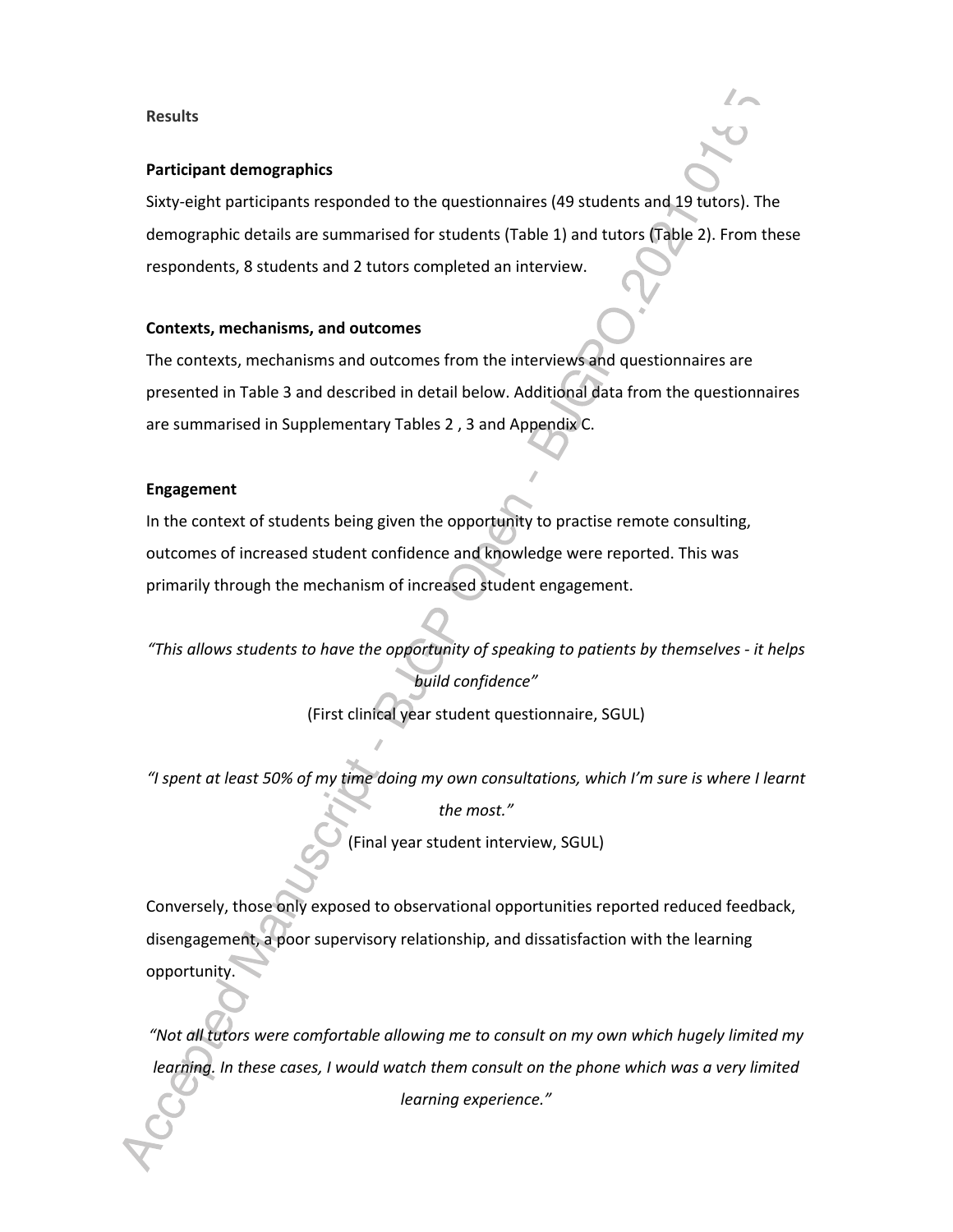**Results**

**Participant demographics**

Sixty-eight participants responded to the questionnaires (49 students and 19 tutors). The demographic details are summarised for students (Table 1) and tutors (Table 2). From these respondents, 8 students and 2 tutors completed an interview.

**Contexts, mechanisms, and outcomes**

The contexts, mechanisms and outcomes from the interviews and questionnaires are presented in Table 3 and described in detail below. Additional data from the questionnaires are summarised in Supplementary Tables 2 , 3 and Appendix C.

**Engagement**

In the context of students being given the opportunity to practise remote consulting, outcomes of increased student confidence and knowledge were reported. This was primarily through the mechanism of increased student engagement.

*"This allows students to have the opportunity of speaking to patients by themselves - it helps build confidence"*

(First clinical year student questionnaire, SGUL)

*"I spent at least 50% of my time doing my own consultations, which I'm sure is where I learnt the most."*

(Final year student interview, SGUL)

Conversely, those only exposed to observational opportunities reported reduced feedback, disengagement, a poor supervisory relationship, and dissatisfaction with the learning opportunity.

*"Not all tutors were comfortable allowing me to consult on my own which hugely limited my learning. In these cases, I would watch them consult on the phone which was a very limited learning experience."*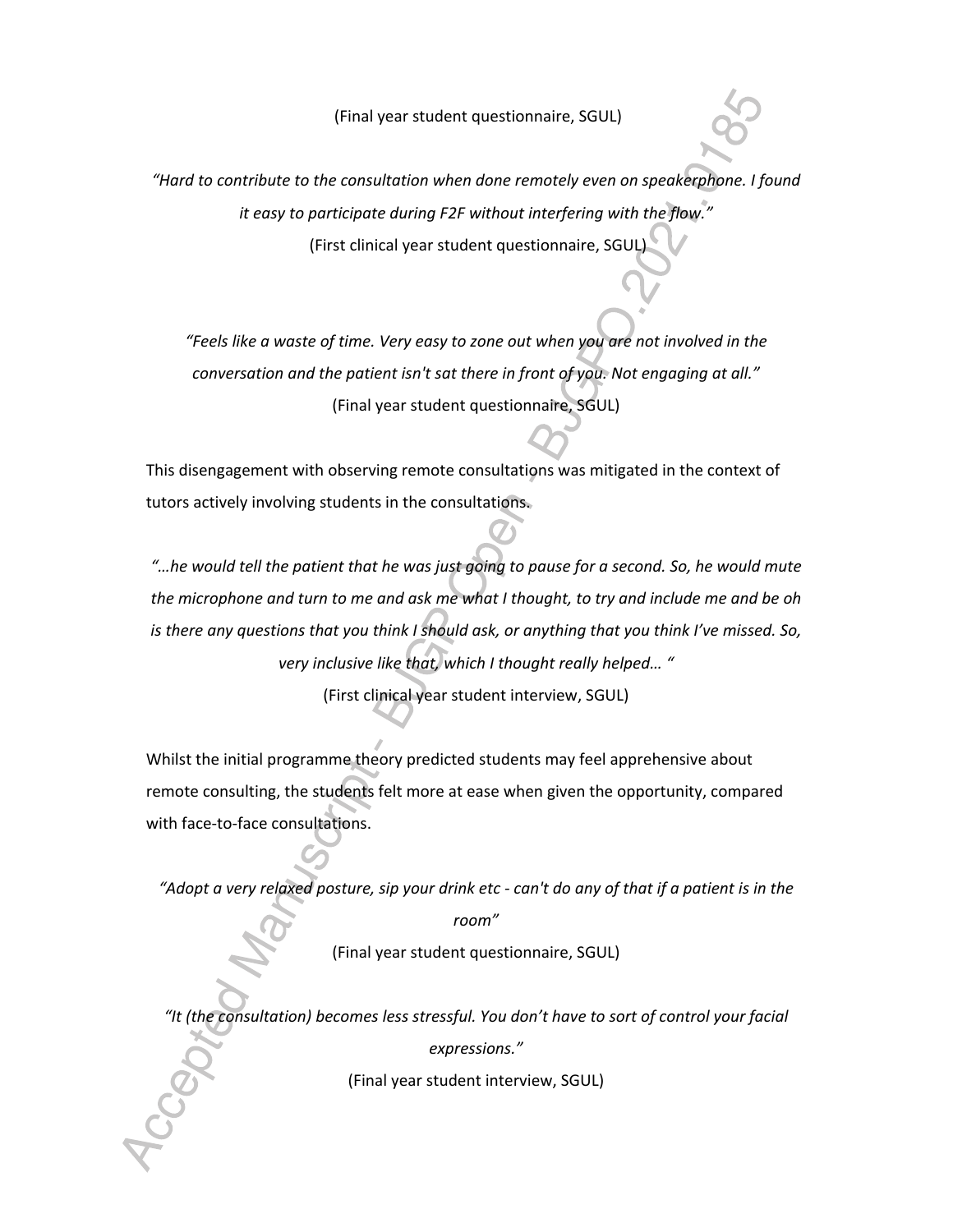(Final year student questionnaire, SGUL)

*"Hard to contribute to the consultation when done remotely even on speakerphone. I found it easy to participate during F2F without interfering with the flow."*

(First clinical year student questionnaire, SGUL)

*"Feels like a waste of time. Very easy to zone out when you are not involved in the conversation and the patient isn't sat there in front of you. Not engaging at all."*

(Final year student questionnaire, SGUL)

This disengagement with observing remote consultations was mitigated in the context of tutors actively involving students in the consultations.

*"…he would tell the patient that he was just going to pause for a second. So, he would mute the microphone and turn to me and ask me what I thought, to try and include me and be oh is there any questions that you think I should ask, or anything that you think I've missed. So, very inclusive like that, which I thought really helped… "*

(First clinical year student interview, SGUL)

Whilst the initial programme theory predicted students may feel apprehensive about remote consulting, the students felt more at ease when given the opportunity, compared with face-to-face consultations.

*"Adopt a very relaxed posture, sip your drink etc - can't do any of that if a patient is in the room"*

(Final year student questionnaire, SGUL)

*"It (the consultation) becomes less stressful. You don't have to sort of control your facial expressions."*

(Final year student interview, SGUL)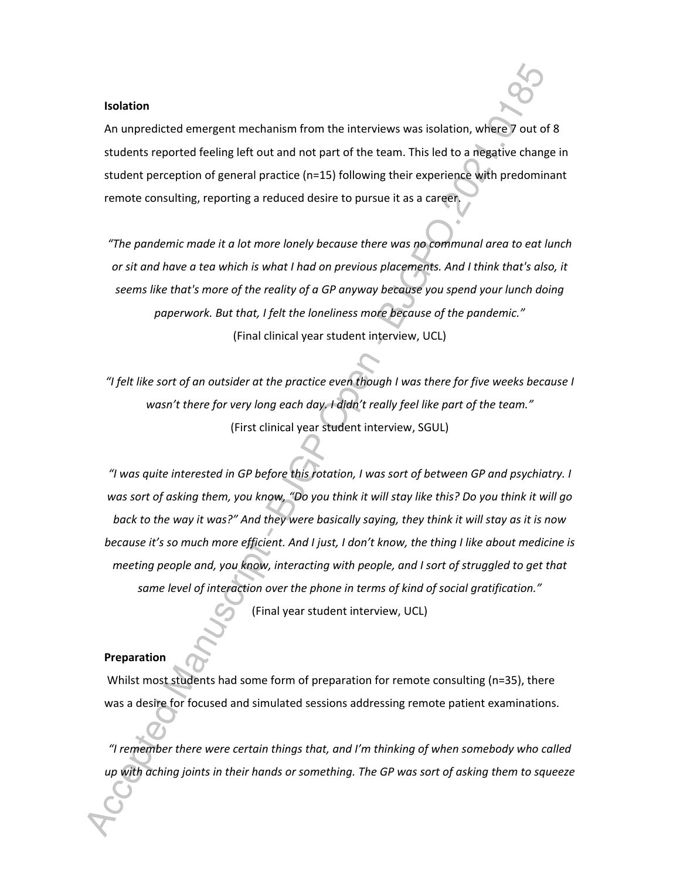**Isolation**

An unpredicted emergent mechanism from the interviews was isolation, where 7 out of 8 students reported feeling left out and not part of the team. This led to a negative change in student perception of general practice (n=15) following their experience with predominant remote consulting, reporting a reduced desire to pursue it as a career.

*"The pandemic made it a lot more lonely because there was no communal area to eat lunch or sit and have a tea which is what I had on previous placements. And I think that's also, it seems like that's more of the reality of a GP anyway because you spend your lunch doing paperwork. But that, I felt the loneliness more because of the pandemic."*

(Final clinical year student interview, UCL)

*"I felt like sort of an outsider at the practice even though I was there for five weeks because I wasn't there for very long each day. I didn't really feel like part of the team."*

(First clinical year student interview, SGUL)

*"I was quite interested in GP before this rotation, I was sort of between GP and psychiatry. I was sort of asking them, you know, "Do you think it will stay like this? Do you think it will go back to the way it was?" And they were basically saying, they think it will stay as it is now because it's so much more efficient. And I just, I don't know, the thing I like about medicine is meeting people and, you know, interacting with people, and I sort of struggled to get that same level of interaction over the phone in terms of kind of social gratification."*

(Final year student interview, UCL)

**Preparation**

Whilst most students had some form of preparation for remote consulting (n=35), there was a desire for focused and simulated sessions addressing remote patient examinations.

*"I remember there were certain things that, and I'm thinking of when somebody who called up with aching joints in their hands or something. The GP was sort of asking them to squeeze*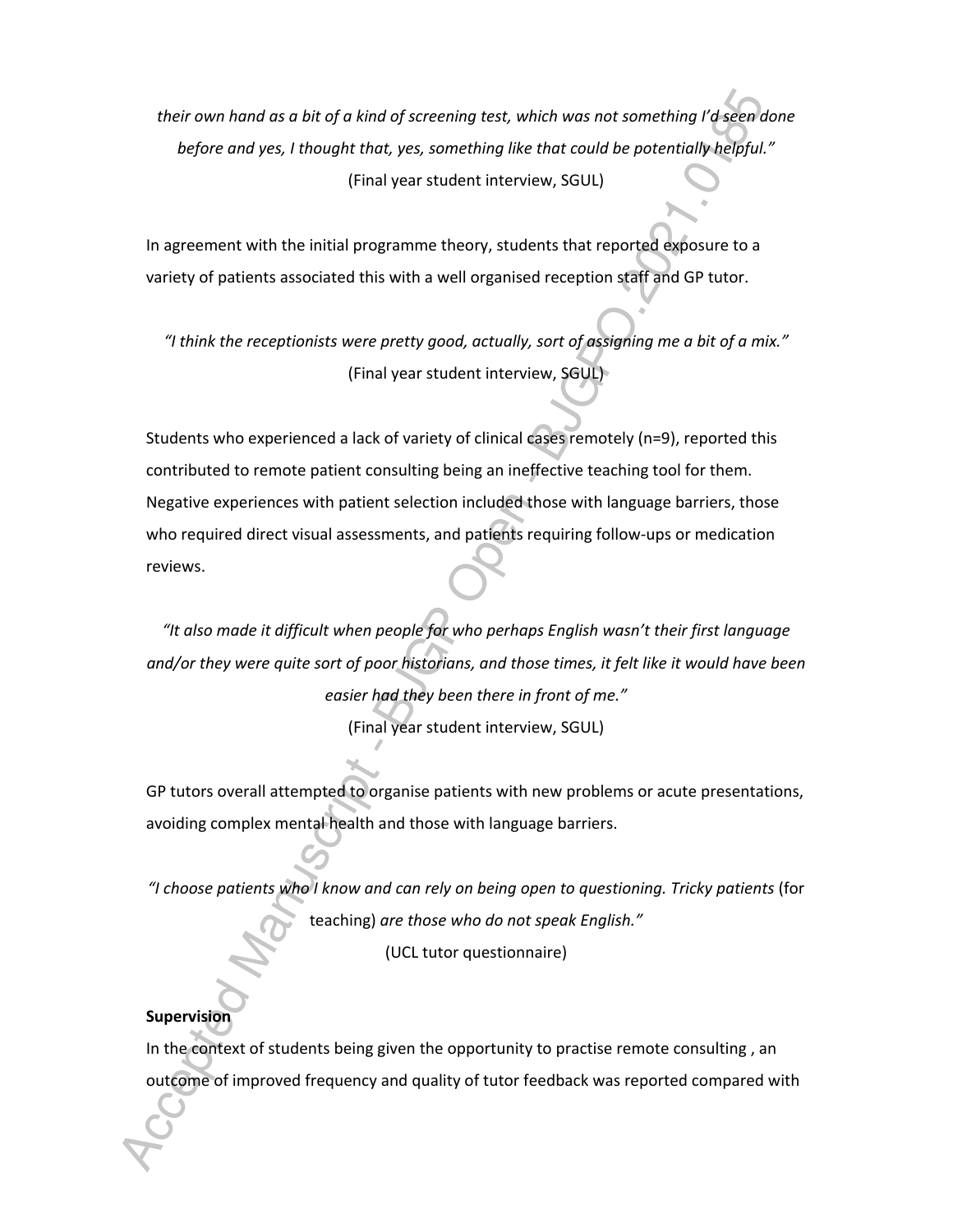*their own hand as a bit of a kind of screening test, which was not something I'd seen done before and yes, I thought that, yes, something like that could be potentially helpful."*

(Final year student interview, SGUL)

In agreement with the initial programme theory, students that reported exposure to a variety of patients associated this with a well organised reception staff and GP tutor.

*"I think the receptionists were pretty good, actually, sort of assigning me a bit of a mix."*

(Final year student interview, SGUL)

Students who experienced a lack of variety of clinical cases remotely (n=9), reported this contributed to remote patient consulting being an ineffective teaching tool for them. Negative experiences with patient selection included those with language barriers, those who required direct visual assessments, and patients requiring follow-ups or medication reviews.

*"It also made it difficult when people for who perhaps English wasn't their first language and/or they were quite sort of poor historians, and those times, it felt like it would have been easier had they been there in front of me."*

(Final year student interview, SGUL)

GP tutors overall attempted to organise patients with new problems or acute presentations, avoiding complex mental health and those with language barriers.

*"I choose patients who I know and can rely on being open to questioning. Tricky patients* (for teaching) *are those who do not speak English."*

(UCL tutor questionnaire)

**Supervision**

In the context of students being given the opportunity to practise remote consulting , an outcome of improved frequency and quality of tutor feedback was reported compared with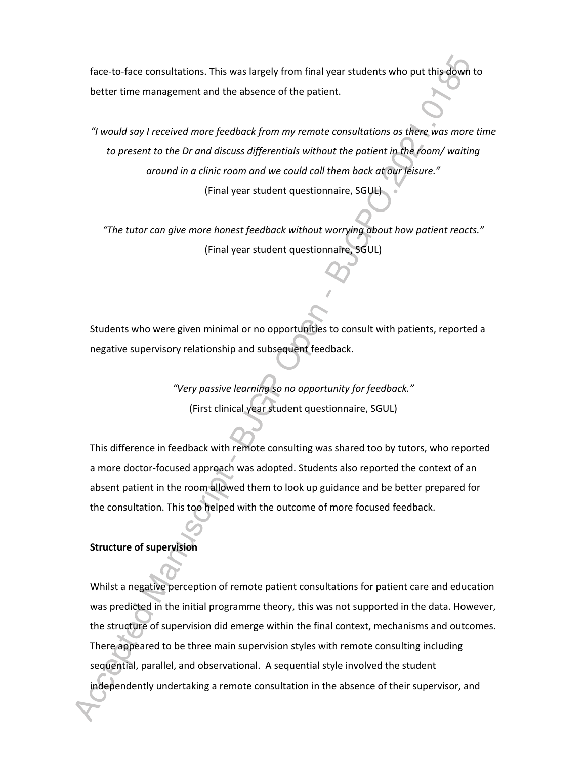face-to-face consultations. This was largely from final year students who put this down to better time management and the absence of the patient.

*"I would say I received more feedback from my remote consultations as there was more time to present to the Dr and discuss differentials without the patient in the room/ waiting around in a clinic room and we could call them back at our leisure."*
(Final year student questionnaire, SGUL)

*"The tutor can give more honest feedback without worrying about how patient reacts."*
(Final year student questionnaire, SGUL)

Students who were given minimal or no opportunities to consult with patients, reported a negative supervisory relationship and subsequent feedback.

*"Very passive learning so no opportunity for feedback."*
(First clinical year student questionnaire, SGUL)

This difference in feedback with remote consulting was shared too by tutors, who reported a more doctor-focused approach was adopted. Students also reported the context of an absent patient in the room allowed them to look up guidance and be better prepared for the consultation. This too helped with the outcome of more focused feedback.

**Structure of supervision**

Whilst a negative perception of remote patient consultations for patient care and education was predicted in the initial programme theory, this was not supported in the data. However, the structure of supervision did emerge within the final context, mechanisms and outcomes. There appeared to be three main supervision styles with remote consulting including sequential, parallel, and observational. A sequential style involved the student independently undertaking a remote consultation in the absence of their supervisor, and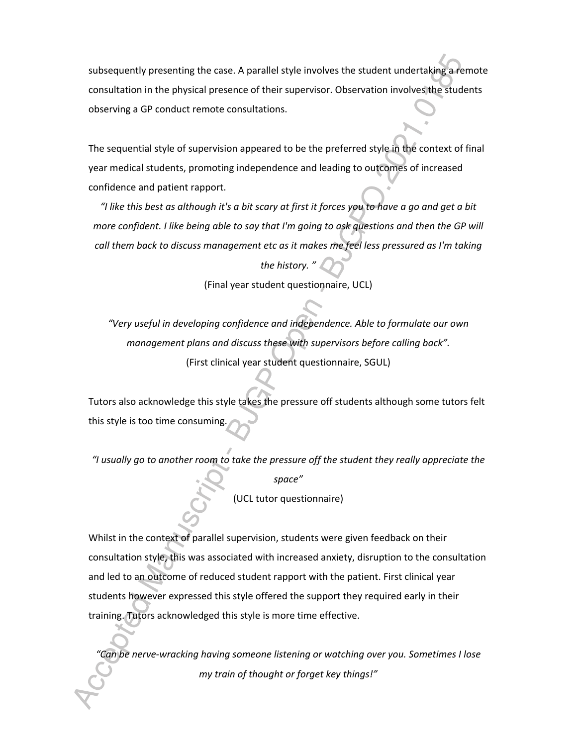subsequently presenting the case. A parallel style involves the student undertaking a remote consultation in the physical presence of their supervisor. Observation involves the students observing a GP conduct remote consultations.

The sequential style of supervision appeared to be the preferred style in the context of final year medical students, promoting independence and leading to outcomes of increased confidence and patient rapport.

*"I like this best as although it's a bit scary at first it forces you to have a go and get a bit more confident. I like being able to say that I'm going to ask questions and then the GP will call them back to discuss management etc as it makes me feel less pressured as I'm taking the history. "*

(Final year student questionnaire, UCL)

*"Very useful in developing confidence and independence. Able to formulate our own management plans and discuss these with supervisors before calling back".*

(First clinical year student questionnaire, SGUL)

Tutors also acknowledge this style takes the pressure off students although some tutors felt this style is too time consuming.

*"I usually go to another room to take the pressure off the student they really appreciate the space"*

(UCL tutor questionnaire)

Whilst in the context of parallel supervision, students were given feedback on their consultation style, this was associated with increased anxiety, disruption to the consultation and led to an outcome of reduced student rapport with the patient. First clinical year students however expressed this style offered the support they required early in their training. Tutors acknowledged this style is more time effective.

*"Can be nerve-wracking having someone listening or watching over you. Sometimes I lose my train of thought or forget key things!"*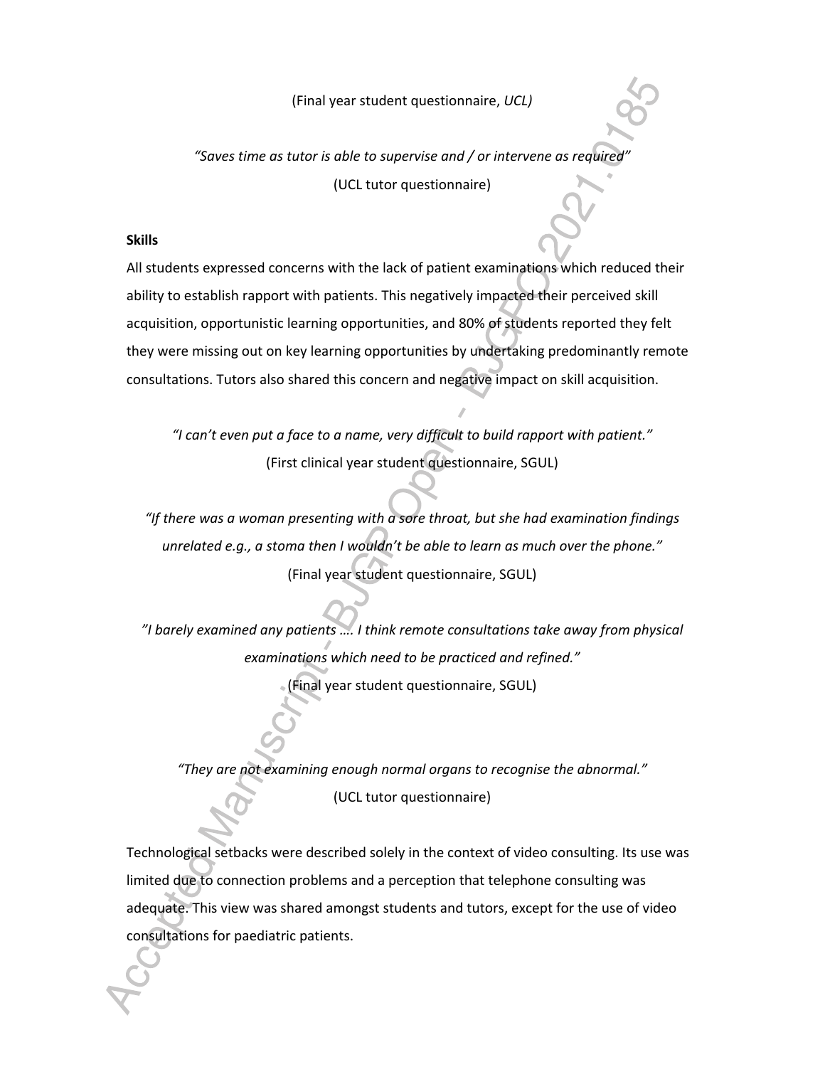(Final year student questionnaire, *UCL)*

*"Saves time as tutor is able to supervise and / or intervene as required"*
(UCL tutor questionnaire)

**Skills**

All students expressed concerns with the lack of patient examinations which reduced their ability to establish rapport with patients. This negatively impacted their perceived skill acquisition, opportunistic learning opportunities, and 80% of students reported they felt they were missing out on key learning opportunities by undertaking predominantly remote consultations. Tutors also shared this concern and negative impact on skill acquisition.

*"I can't even put a face to a name, very difficult to build rapport with patient."*
(First clinical year student questionnaire, SGUL)

*"If there was a woman presenting with a sore throat, but she had examination findings unrelated e.g., a stoma then I wouldn't be able to learn as much over the phone."*
(Final year student questionnaire, SGUL)

*"I barely examined any patients …. I think remote consultations take away from physical examinations which need to be practiced and refined."*
(Final year student questionnaire, SGUL)

*"They are not examining enough normal organs to recognise the abnormal."*
(UCL tutor questionnaire)

Technological setbacks were described solely in the context of video consulting. Its use was limited due to connection problems and a perception that telephone consulting was adequate. This view was shared amongst students and tutors, except for the use of video consultations for paediatric patients.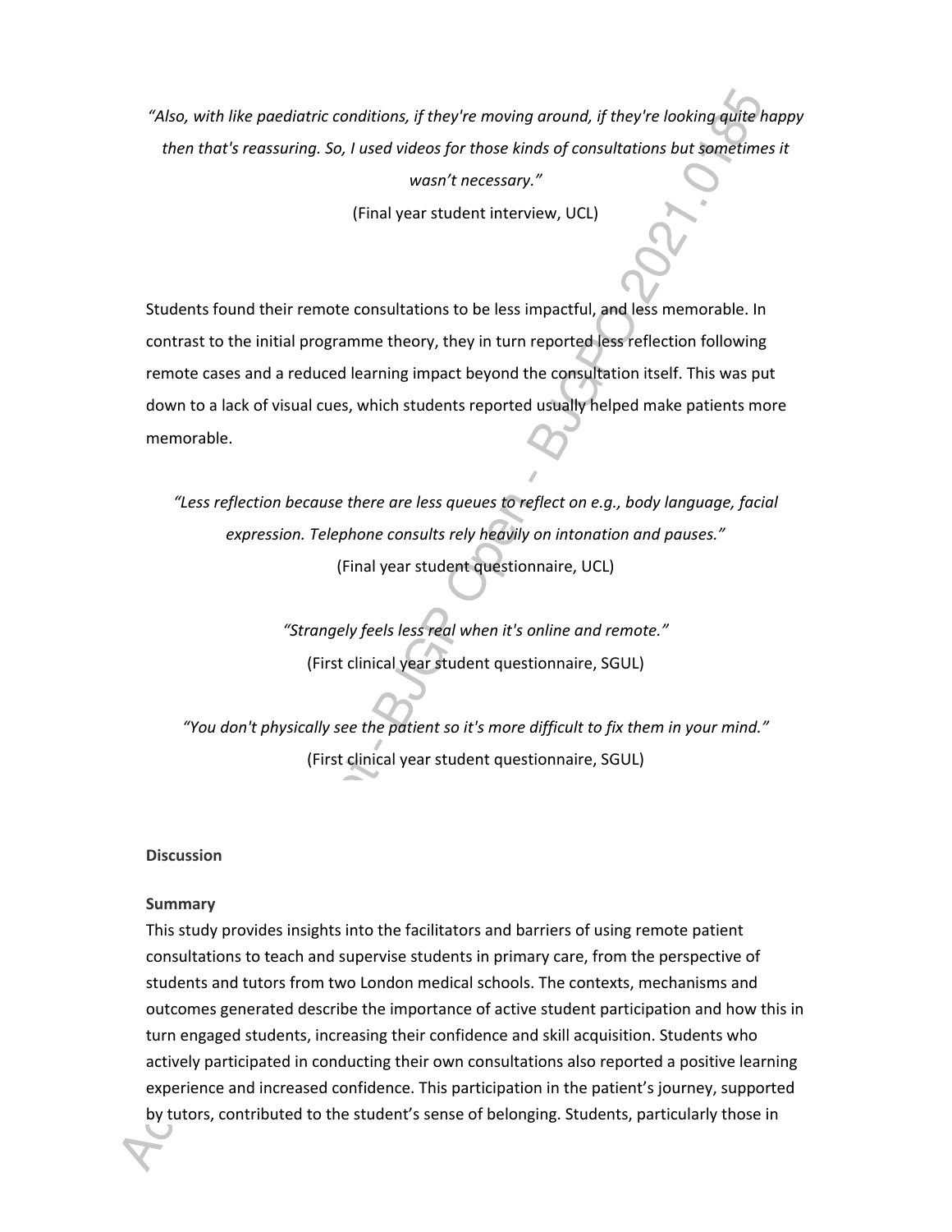*"Also, with like paediatric conditions, if they're moving around, if they're looking quite happy then that's reassuring. So, I used videos for those kinds of consultations but sometimes it wasn't necessary."*

(Final year student interview, UCL)

Students found their remote consultations to be less impactful, and less memorable. In contrast to the initial programme theory, they in turn reported less reflection following remote cases and a reduced learning impact beyond the consultation itself. This was put down to a lack of visual cues, which students reported usually helped make patients more memorable.

*"Less reflection because there are less queues to reflect on e.g., body language, facial expression. Telephone consults rely heavily on intonation and pauses."*

(Final year student questionnaire, UCL)

*"Strangely feels less real when it's online and remote."*

(First clinical year student questionnaire, SGUL)

*"You don't physically see the patient so it's more difficult to fix them in your mind."*

(First clinical year student questionnaire, SGUL)

## Discussion

### Summary

This study provides insights into the facilitators and barriers of using remote patient consultations to teach and supervise students in primary care, from the perspective of students and tutors from two London medical schools. The contexts, mechanisms and outcomes generated describe the importance of active student participation and how this in turn engaged students, increasing their confidence and skill acquisition. Students who actively participated in conducting their own consultations also reported a positive learning experience and increased confidence. This participation in the patient's journey, supported by tutors, contributed to the student's sense of belonging. Students, particularly those in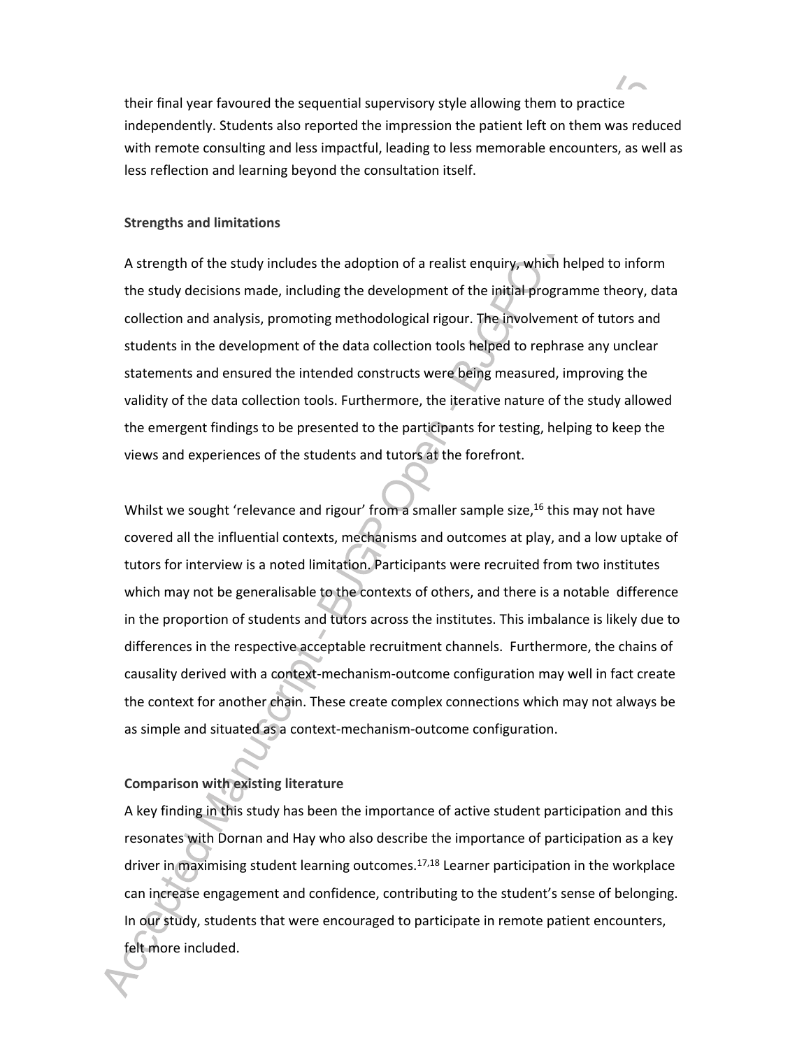their final year favoured the sequential supervisory style allowing them to practice independently. Students also reported the impression the patient left on them was reduced with remote consulting and less impactful, leading to less memorable encounters, as well as less reflection and learning beyond the consultation itself.

**Strengths and limitations**

A strength of the study includes the adoption of a realist enquiry, which helped to inform the study decisions made, including the development of the initial programme theory, data collection and analysis, promoting methodological rigour. The involvement of tutors and students in the development of the data collection tools helped to rephrase any unclear statements and ensured the intended constructs were being measured, improving the validity of the data collection tools. Furthermore, the iterative nature of the study allowed the emergent findings to be presented to the participants for testing, helping to keep the views and experiences of the students and tutors at the forefront.

Whilst we sought 'relevance and rigour' from a smaller sample size,[16] this may not have covered all the influential contexts, mechanisms and outcomes at play, and a low uptake of tutors for interview is a noted limitation. Participants were recruited from two institutes which may not be generalisable to the contexts of others, and there is a notable difference in the proportion of students and tutors across the institutes. This imbalance is likely due to differences in the respective acceptable recruitment channels. Furthermore, the chains of causality derived with a context-mechanism-outcome configuration may well in fact create the context for another chain. These create complex connections which may not always be as simple and situated as a context-mechanism-outcome configuration.

**Comparison with existing literature**

A key finding in this study has been the importance of active student participation and this resonates with Dornan and Hay who also describe the importance of participation as a key driver in maximising student learning outcomes.[17,18] Learner participation in the workplace can increase engagement and confidence, contributing to the student's sense of belonging. In our study, students that were encouraged to participate in remote patient encounters, felt more included.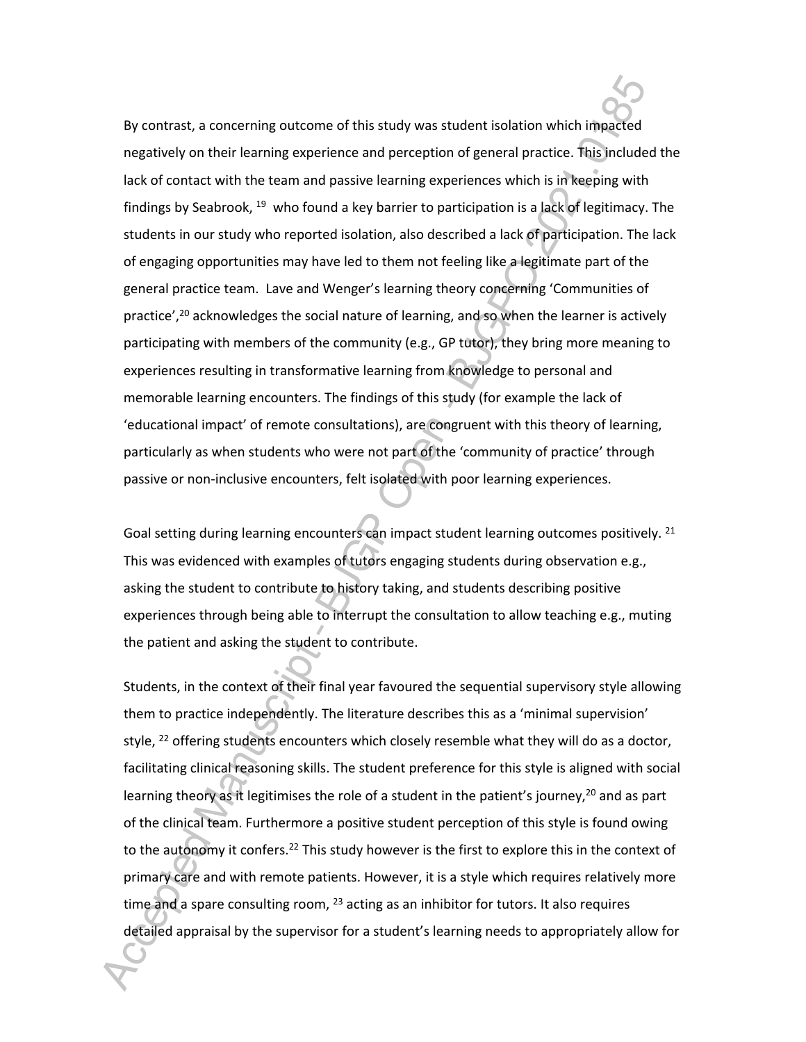By contrast, a concerning outcome of this study was student isolation which impacted negatively on their learning experience and perception of general practice. This included the lack of contact with the team and passive learning experiences which is in keeping with findings by Seabrook, [19] who found a key barrier to participation is a lack of legitimacy. The students in our study who reported isolation, also described a lack of participation. The lack of engaging opportunities may have led to them not feeling like a legitimate part of the general practice team. Lave and Wenger's learning theory concerning 'Communities of practice',[20] acknowledges the social nature of learning, and so when the learner is actively participating with members of the community (e.g., GP tutor), they bring more meaning to experiences resulting in transformative learning from knowledge to personal and memorable learning encounters. The findings of this study (for example the lack of 'educational impact' of remote consultations), are congruent with this theory of learning, particularly as when students who were not part of the 'community of practice' through passive or non-inclusive encounters, felt isolated with poor learning experiences.

Goal setting during learning encounters can impact student learning outcomes positively. [21] This was evidenced with examples of tutors engaging students during observation e.g., asking the student to contribute to history taking, and students describing positive experiences through being able to interrupt the consultation to allow teaching e.g., muting the patient and asking the student to contribute.

Students, in the context of their final year favoured the sequential supervisory style allowing them to practice independently. The literature describes this as a 'minimal supervision' style, [22] offering students encounters which closely resemble what they will do as a doctor, facilitating clinical reasoning skills. The student preference for this style is aligned with social learning theory as it legitimises the role of a student in the patient's journey,[20] and as part of the clinical team. Furthermore a positive student perception of this style is found owing to the autonomy it confers.[22] This study however is the first to explore this in the context of primary care and with remote patients. However, it is a style which requires relatively more time and a spare consulting room, [23] acting as an inhibitor for tutors. It also requires detailed appraisal by the supervisor for a student's learning needs to appropriately allow for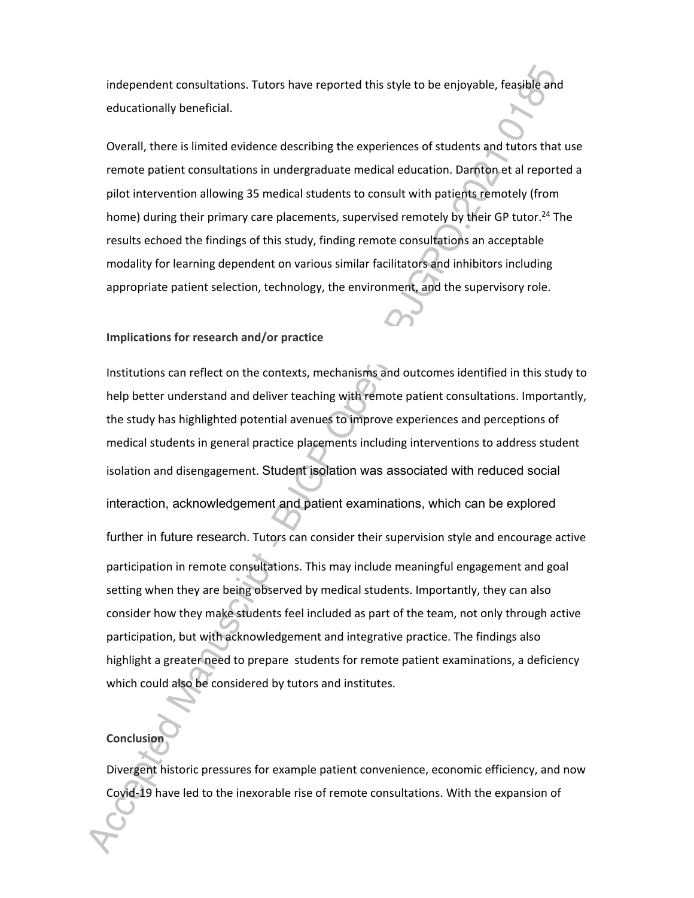independent consultations. Tutors have reported this style to be enjoyable, feasible and educationally beneficial.

Overall, there is limited evidence describing the experiences of students and tutors that use remote patient consultations in undergraduate medical education. Darnton et al reported a pilot intervention allowing 35 medical students to consult with patients remotely (from home) during their primary care placements, supervised remotely by their GP tutor.[24] The results echoed the findings of this study, finding remote consultations an acceptable modality for learning dependent on various similar facilitators and inhibitors including appropriate patient selection, technology, the environment, and the supervisory role.

**Implications for research and/or practice**

Institutions can reflect on the contexts, mechanisms and outcomes identified in this study to help better understand and deliver teaching with remote patient consultations. Importantly, the study has highlighted potential avenues to improve experiences and perceptions of medical students in general practice placements including interventions to address student isolation and disengagement. Student isolation was associated with reduced social interaction, acknowledgement and patient examinations, which can be explored further in future research. Tutors can consider their supervision style and encourage active participation in remote consultations. This may include meaningful engagement and goal setting when they are being observed by medical students. Importantly, they can also consider how they make students feel included as part of the team, not only through active participation, but with acknowledgement and integrative practice. The findings also highlight a greater need to prepare students for remote patient examinations, a deficiency which could also be considered by tutors and institutes.

**Conclusion**

Divergent historic pressures for example patient convenience, economic efficiency, and now Covid-19 have led to the inexorable rise of remote consultations. With the expansion of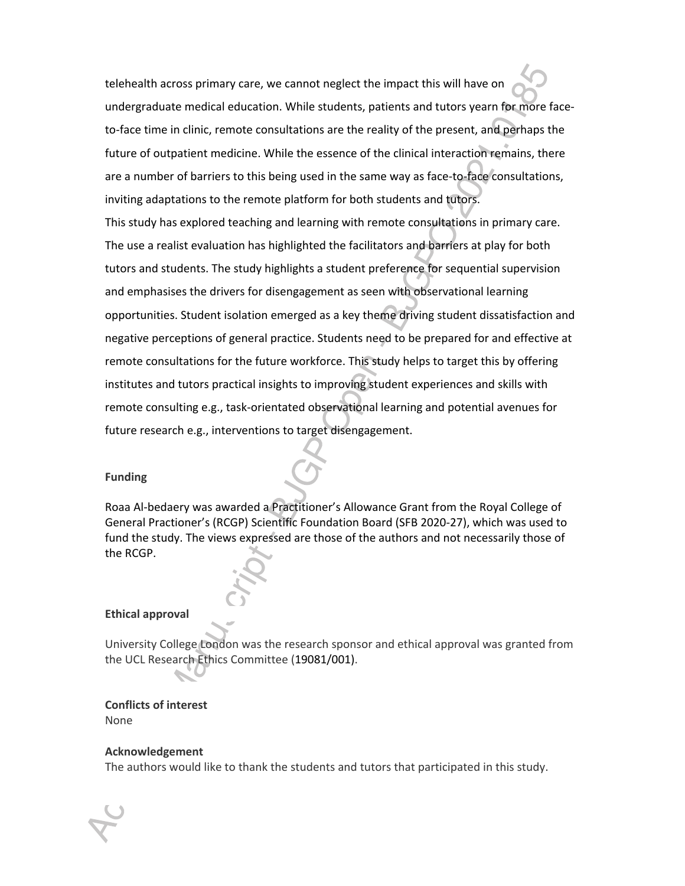telehealth across primary care, we cannot neglect the impact this will have on undergraduate medical education. While students, patients and tutors yearn for more face-to-face time in clinic, remote consultations are the reality of the present, and perhaps the future of outpatient medicine. While the essence of the clinical interaction remains, there are a number of barriers to this being used in the same way as face-to-face consultations, inviting adaptations to the remote platform for both students and tutors.

This study has explored teaching and learning with remote consultations in primary care. The use a realist evaluation has highlighted the facilitators and barriers at play for both tutors and students. The study highlights a student preference for sequential supervision and emphasises the drivers for disengagement as seen with observational learning opportunities. Student isolation emerged as a key theme driving student dissatisfaction and negative perceptions of general practice. Students need to be prepared for and effective at remote consultations for the future workforce. This study helps to target this by offering institutes and tutors practical insights to improving student experiences and skills with remote consulting e.g., task-orientated observational learning and potential avenues for future research e.g., interventions to target disengagement.

**Funding**

Roaa Al-bedaery was awarded a Practitioner's Allowance Grant from the Royal College of General Practioner's (RCGP) Scientific Foundation Board (SFB 2020-27), which was used to fund the study. The views expressed are those of the authors and not necessarily those of the RCGP.

**Ethical approval**

University College London was the research sponsor and ethical approval was granted from the UCL Research Ethics Committee (19081/001).

**Conflicts of interest**

None

**Acknowledgement**

The authors would like to thank the students and tutors that participated in this study.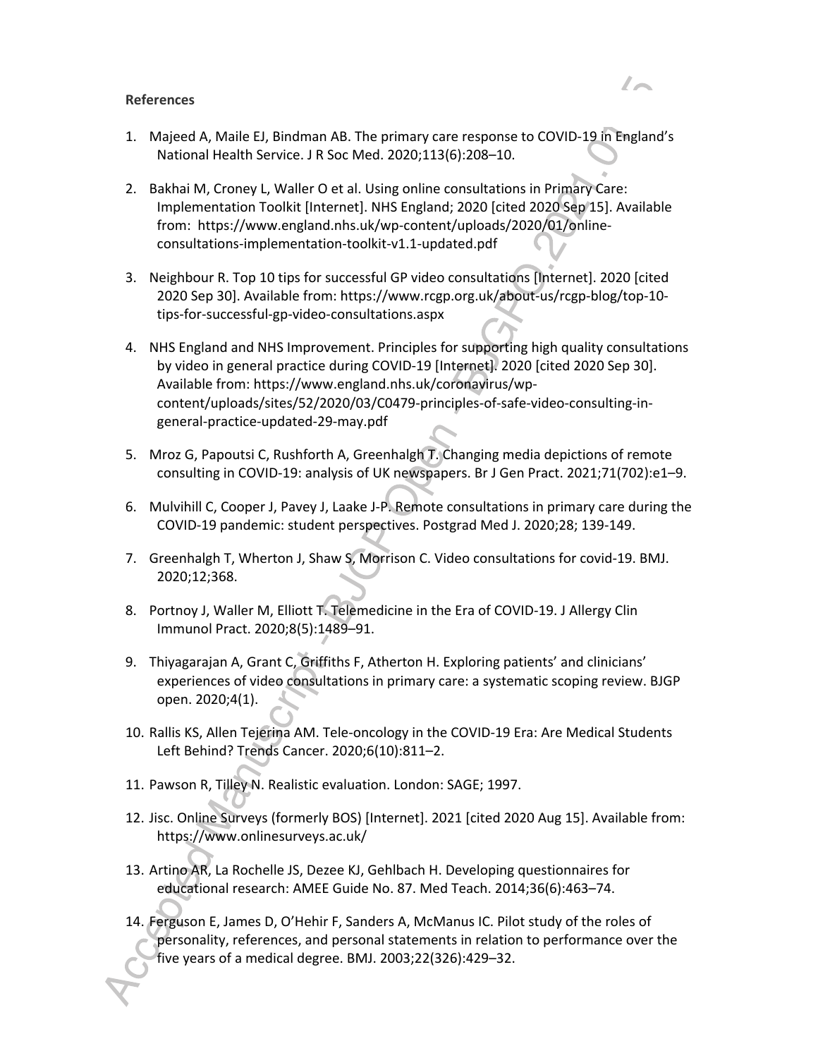**References**

1. Majeed A, Maile EJ, Bindman AB. The primary care response to COVID-19 in England's National Health Service. J R Soc Med. 2020;113(6):208–10.

2. Bakhai M, Croney L, Waller O et al. Using online consultations in Primary Care: Implementation Toolkit [Internet]. NHS England; 2020 [cited 2020 Sep 15]. Available from: https://www.england.nhs.uk/wp-content/uploads/2020/01/online-consultations-implementation-toolkit-v1.1-updated.pdf

3. Neighbour R. Top 10 tips for successful GP video consultations [Internet]. 2020 [cited 2020 Sep 30]. Available from: https://www.rcgp.org.uk/about-us/rcgp-blog/top-10-tips-for-successful-gp-video-consultations.aspx

4. NHS England and NHS Improvement. Principles for supporting high quality consultations by video in general practice during COVID-19 [Internet]. 2020 [cited 2020 Sep 30]. Available from: https://www.england.nhs.uk/coronavirus/wp-content/uploads/sites/52/2020/03/C0479-principles-of-safe-video-consulting-in-general-practice-updated-29-may.pdf

5. Mroz G, Papoutsi C, Rushforth A, Greenhalgh T. Changing media depictions of remote consulting in COVID-19: analysis of UK newspapers. Br J Gen Pract. 2021;71(702):e1–9.

6. Mulvihill C, Cooper J, Pavey J, Laake J-P. Remote consultations in primary care during the COVID-19 pandemic: student perspectives. Postgrad Med J. 2020;28; 139-149.

7. Greenhalgh T, Wherton J, Shaw S, Morrison C. Video consultations for covid-19. BMJ. 2020;12;368.

8. Portnoy J, Waller M, Elliott T. Telemedicine in the Era of COVID-19. J Allergy Clin Immunol Pract. 2020;8(5):1489–91.

9. Thiyagarajan A, Grant C, Griffiths F, Atherton H. Exploring patients' and clinicians' experiences of video consultations in primary care: a systematic scoping review. BJGP open. 2020;4(1).

10. Rallis KS, Allen Tejerina AM. Tele-oncology in the COVID-19 Era: Are Medical Students Left Behind? Trends Cancer. 2020;6(10):811–2.

11. Pawson R, Tilley N. Realistic evaluation. London: SAGE; 1997.

12. Jisc. Online Surveys (formerly BOS) [Internet]. 2021 [cited 2020 Aug 15]. Available from: https://www.onlinesurveys.ac.uk/

13. Artino AR, La Rochelle JS, Dezee KJ, Gehlbach H. Developing questionnaires for educational research: AMEE Guide No. 87. Med Teach. 2014;36(6):463–74.

14. Ferguson E, James D, O'Hehir F, Sanders A, McManus IC. Pilot study of the roles of personality, references, and personal statements in relation to performance over the five years of a medical degree. BMJ. 2003;22(326):429–32.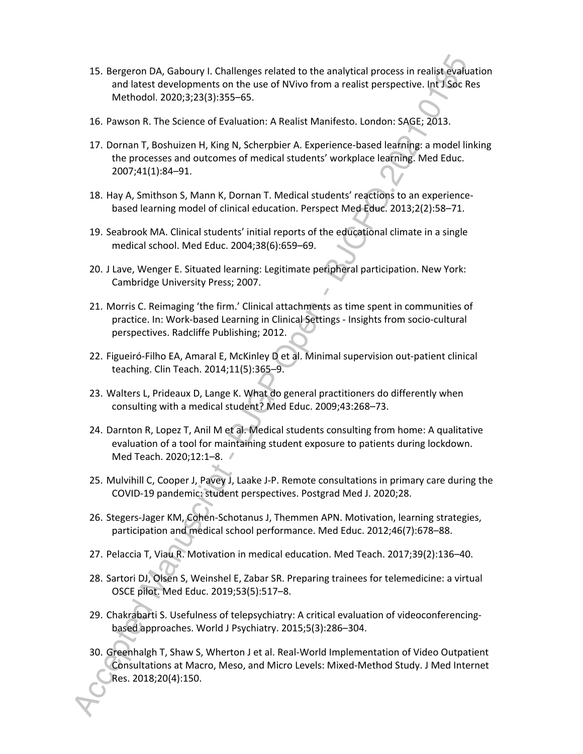15. Bergeron DA, Gaboury I. Challenges related to the analytical process in realist evaluation and latest developments on the use of NVivo from a realist perspective. Int J Soc Res Methodol. 2020;3;23(3):355–65.

16. Pawson R. The Science of Evaluation: A Realist Manifesto. London: SAGE; 2013.

17. Dornan T, Boshuizen H, King N, Scherpbier A. Experience-based learning: a model linking the processes and outcomes of medical students' workplace learning. Med Educ. 2007;41(1):84–91.

18. Hay A, Smithson S, Mann K, Dornan T. Medical students' reactions to an experience-based learning model of clinical education. Perspect Med Educ. 2013;2(2):58–71.

19. Seabrook MA. Clinical students' initial reports of the educational climate in a single medical school. Med Educ. 2004;38(6):659–69.

20. J Lave, Wenger E. Situated learning: Legitimate peripheral participation. New York: Cambridge University Press; 2007.

21. Morris C. Reimaging 'the firm.' Clinical attachments as time spent in communities of practice. In: Work-based Learning in Clinical Settings - Insights from socio-cultural perspectives. Radcliffe Publishing; 2012.

22. Figueiró-Filho EA, Amaral E, McKinley D et al. Minimal supervision out-patient clinical teaching. Clin Teach. 2014;11(5):365–9.

23. Walters L, Prideaux D, Lange K. What do general practitioners do differently when consulting with a medical student? Med Educ. 2009;43:268–73.

24. Darnton R, Lopez T, Anil M et al. Medical students consulting from home: A qualitative evaluation of a tool for maintaining student exposure to patients during lockdown. Med Teach. 2020;12:1–8.

25. Mulvihill C, Cooper J, Pavey J, Laake J-P. Remote consultations in primary care during the COVID-19 pandemic: student perspectives. Postgrad Med J. 2020;28.

26. Stegers-Jager KM, Cohen-Schotanus J, Themmen APN. Motivation, learning strategies, participation and medical school performance. Med Educ. 2012;46(7):678–88.

27. Pelaccia T, Viau R. Motivation in medical education. Med Teach. 2017;39(2):136–40.

28. Sartori DJ, Olsen S, Weinshel E, Zabar SR. Preparing trainees for telemedicine: a virtual OSCE pilot. Med Educ. 2019;53(5):517–8.

29. Chakrabarti S. Usefulness of telepsychiatry: A critical evaluation of videoconferencing-based approaches. World J Psychiatry. 2015;5(3):286–304.

30. Greenhalgh T, Shaw S, Wherton J et al. Real-World Implementation of Video Outpatient Consultations at Macro, Meso, and Micro Levels: Mixed-Method Study. J Med Internet Res. 2018;20(4):150.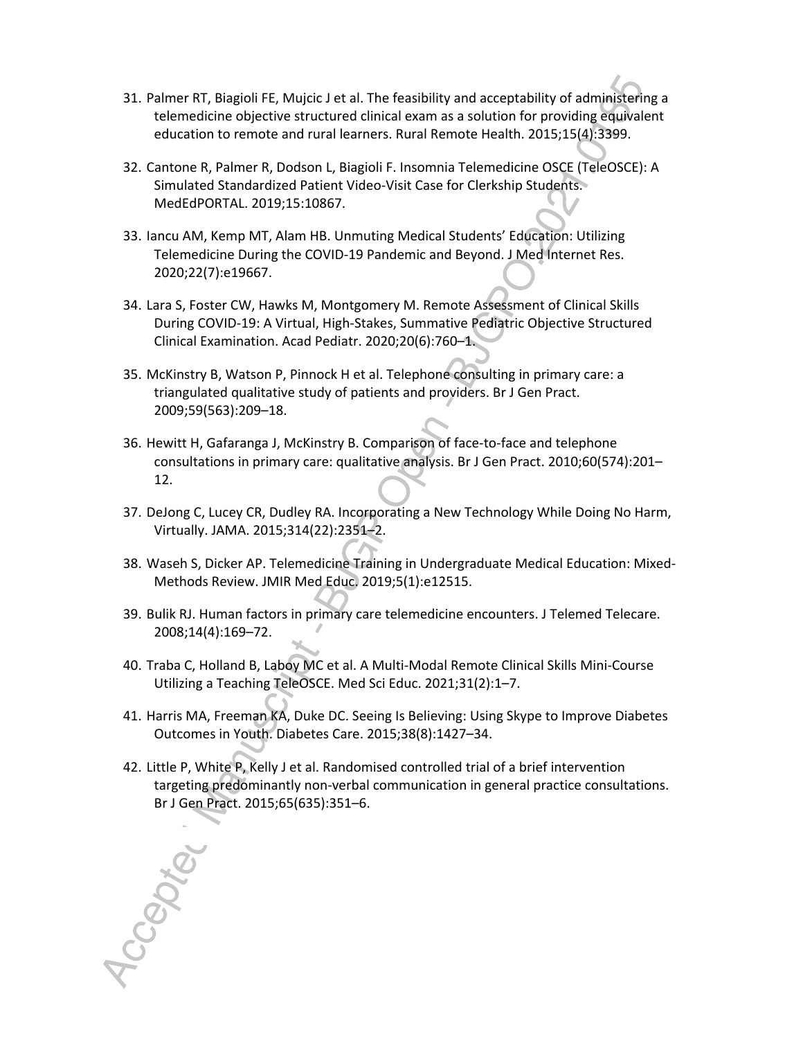31. Palmer RT, Biagioli FE, Mujcic J et al. The feasibility and acceptability of administering a telemedicine objective structured clinical exam as a solution for providing equivalent education to remote and rural learners. Rural Remote Health. 2015;15(4):3399.

32. Cantone R, Palmer R, Dodson L, Biagioli F. Insomnia Telemedicine OSCE (TeleOSCE): A Simulated Standardized Patient Video-Visit Case for Clerkship Students. MedEdPORTAL. 2019;15:10867.

33. Iancu AM, Kemp MT, Alam HB. Unmuting Medical Students' Education: Utilizing Telemedicine During the COVID-19 Pandemic and Beyond. J Med Internet Res. 2020;22(7):e19667.

34. Lara S, Foster CW, Hawks M, Montgomery M. Remote Assessment of Clinical Skills During COVID-19: A Virtual, High-Stakes, Summative Pediatric Objective Structured Clinical Examination. Acad Pediatr. 2020;20(6):760–1.

35. McKinstry B, Watson P, Pinnock H et al. Telephone consulting in primary care: a triangulated qualitative study of patients and providers. Br J Gen Pract. 2009;59(563):209–18.

36. Hewitt H, Gafaranga J, McKinstry B. Comparison of face-to-face and telephone consultations in primary care: qualitative analysis. Br J Gen Pract. 2010;60(574):201–12.

37. DeJong C, Lucey CR, Dudley RA. Incorporating a New Technology While Doing No Harm, Virtually. JAMA. 2015;314(22):2351–2.

38. Waseh S, Dicker AP. Telemedicine Training in Undergraduate Medical Education: Mixed-Methods Review. JMIR Med Educ. 2019;5(1):e12515.

39. Bulik RJ. Human factors in primary care telemedicine encounters. J Telemed Telecare. 2008;14(4):169–72.

40. Traba C, Holland B, Laboy MC et al. A Multi-Modal Remote Clinical Skills Mini-Course Utilizing a Teaching TeleOSCE. Med Sci Educ. 2021;31(2):1–7.

41. Harris MA, Freeman KA, Duke DC. Seeing Is Believing: Using Skype to Improve Diabetes Outcomes in Youth. Diabetes Care. 2015;38(8):1427–34.

42. Little P, White P, Kelly J et al. Randomised controlled trial of a brief intervention targeting predominantly non-verbal communication in general practice consultations. Br J Gen Pract. 2015;65(635):351–6.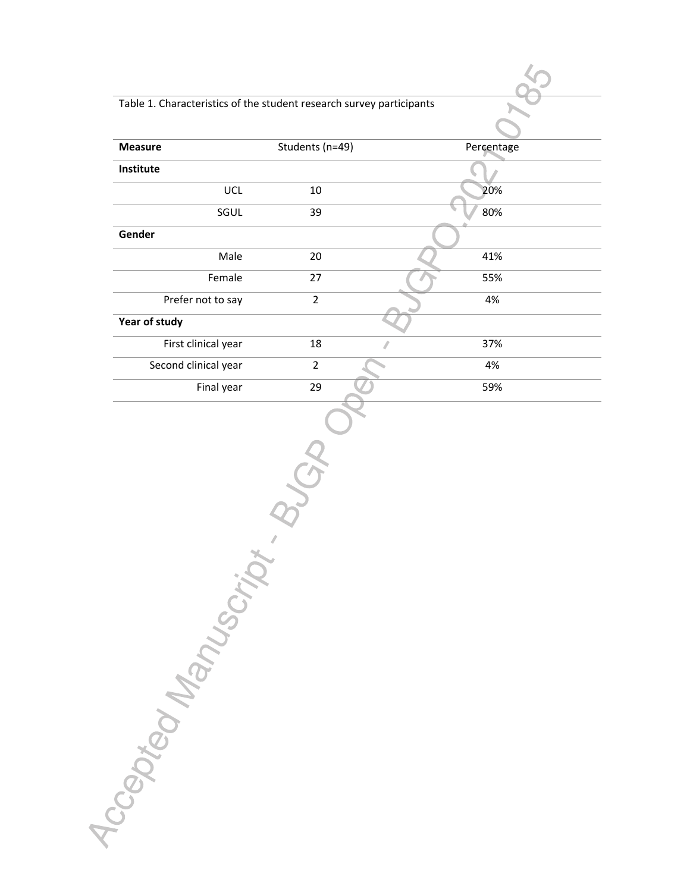Table 1. Characteristics of the student research survey participants

| Measure | Students (n=49) | Percentage |
|---|---|---|
| **Institute** | | |
| UCL | 10 | 20% |
| SGUL | 39 | 80% |
| **Gender** | | |
| Male | 20 | 41% |
| Female | 27 | 55% |
| Prefer not to say | 2 | 4% |
| **Year of study** | | |
| First clinical year | 18 | 37% |
| Second clinical year | 2 | 4% |
| Final year | 29 | 59% |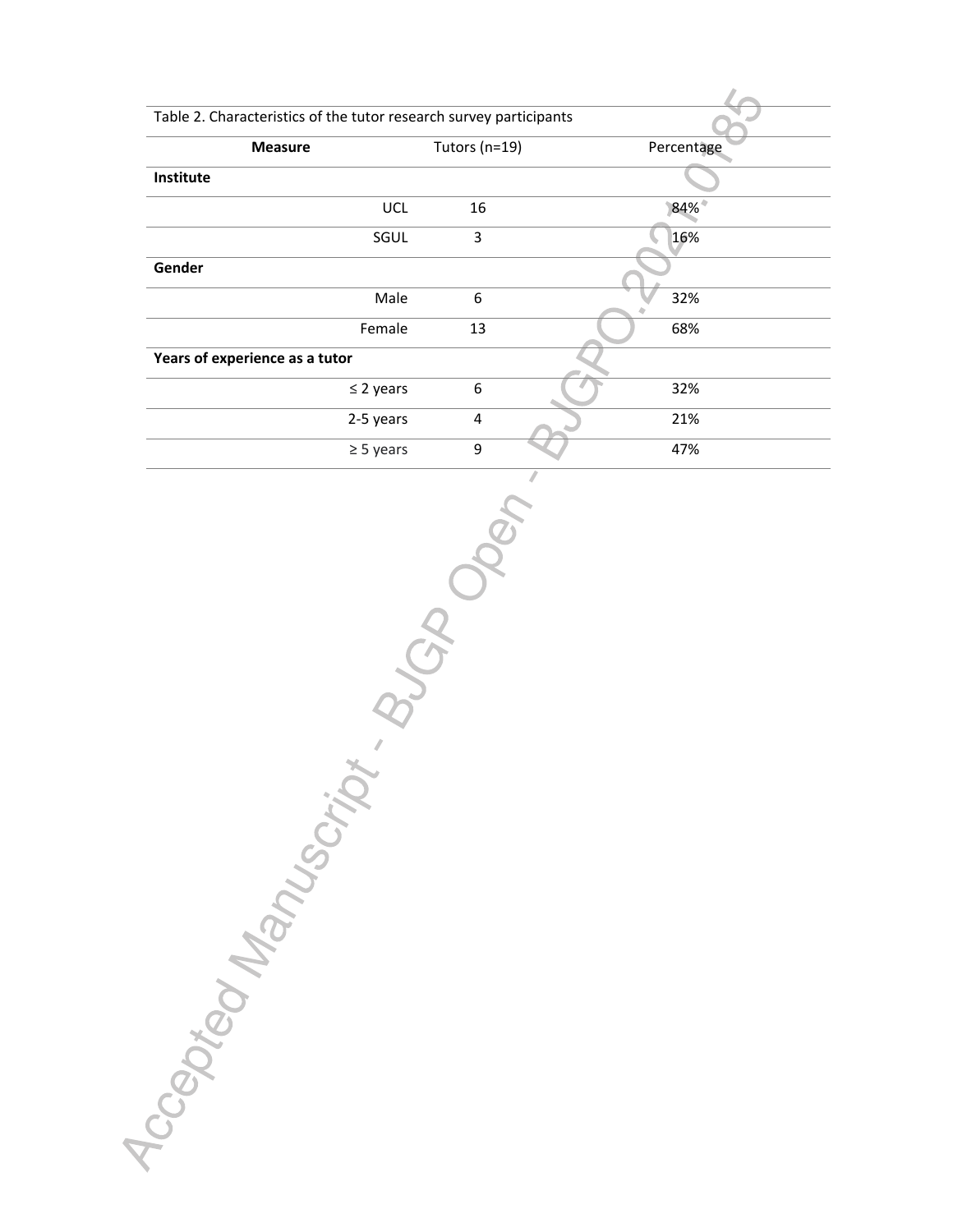Table 2. Characteristics of the tutor research survey participants

| Measure | | Tutors (n=19) | Percentage |
|---|---|---|---|
| **Institute** | | | |
| | UCL | 16 | 84% |
| | SGUL | 3 | 16% |
| **Gender** | | | |
| | Male | 6 | 32% |
| | Female | 13 | 68% |
| **Years of experience as a tutor** | | | |
| | ≤ 2 years | 6 | 32% |
| | 2-5 years | 4 | 21% |
| | ≥ 5 years | 9 | 47% |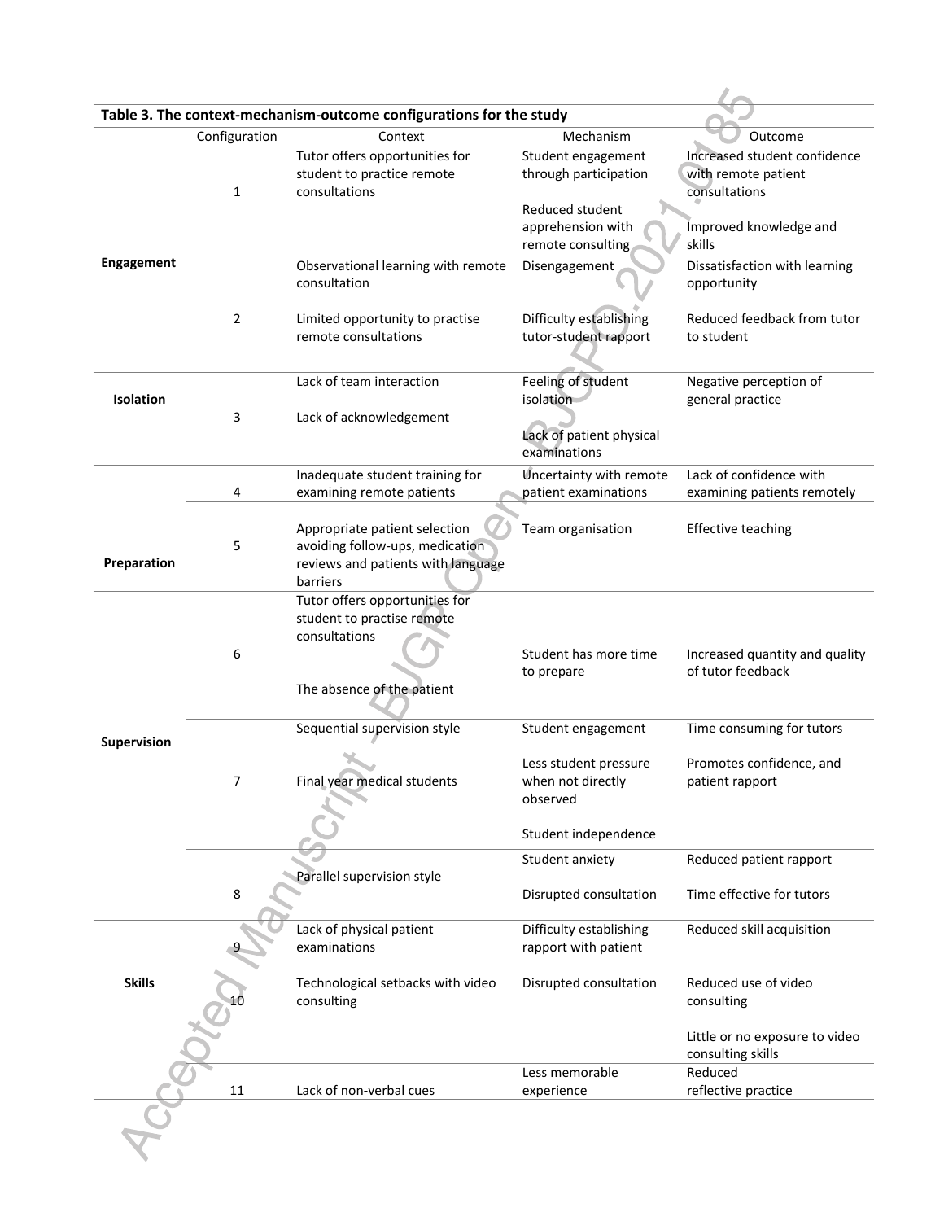**Table 3. The context-mechanism-outcome configurations for the study**

| | Configuration | Context | Mechanism | Outcome |
|---|---|---|---|---|
| **Engagement** | 1 | Tutor offers opportunities for student to practice remote consultations | Student engagement through participation<br><br>Reduced student apprehension with remote consulting | Increased student confidence with remote patient consultations<br><br>Improved knowledge and skills |
| | 2 | Observational learning with remote consultation<br><br>Limited opportunity to practise remote consultations | Disengagement<br><br>Difficulty establishing tutor-student rapport | Dissatisfaction with learning opportunity<br><br>Reduced feedback from tutor to student |
| **Isolation** | 3 | Lack of team interaction<br><br>Lack of acknowledgement | Feeling of student isolation<br><br>Lack of patient physical examinations | Negative perception of general practice |
| **Preparation** | 4 | Inadequate student training for examining remote patients | Uncertainty with remote patient examinations | Lack of confidence with examining patients remotely |
| | 5 | Appropriate patient selection avoiding follow-ups, medication reviews and patients with language barriers | Team organisation | Effective teaching |
| **Supervision** | 6 | Tutor offers opportunities for student to practise remote consultations<br><br>The absence of the patient | Student has more time to prepare | Increased quantity and quality of tutor feedback |
| | 7 | Sequential supervision style<br><br>Final year medical students | Student engagement<br><br>Less student pressure when not directly observed<br><br>Student independence | Time consuming for tutors<br><br>Promotes confidence, and patient rapport |
| | 8 | Parallel supervision style | Student anxiety<br><br>Disrupted consultation | Reduced patient rapport<br><br>Time effective for tutors |
| **Skills** | 9 | Lack of physical patient examinations | Difficulty establishing rapport with patient | Reduced skill acquisition |
| | 10 | Technological setbacks with video consulting | Disrupted consultation | Reduced use of video consulting<br><br>Little or no exposure to video consulting skills |
| | 11 | Lack of non-verbal cues | Less memorable experience | Reduced reflective practice |